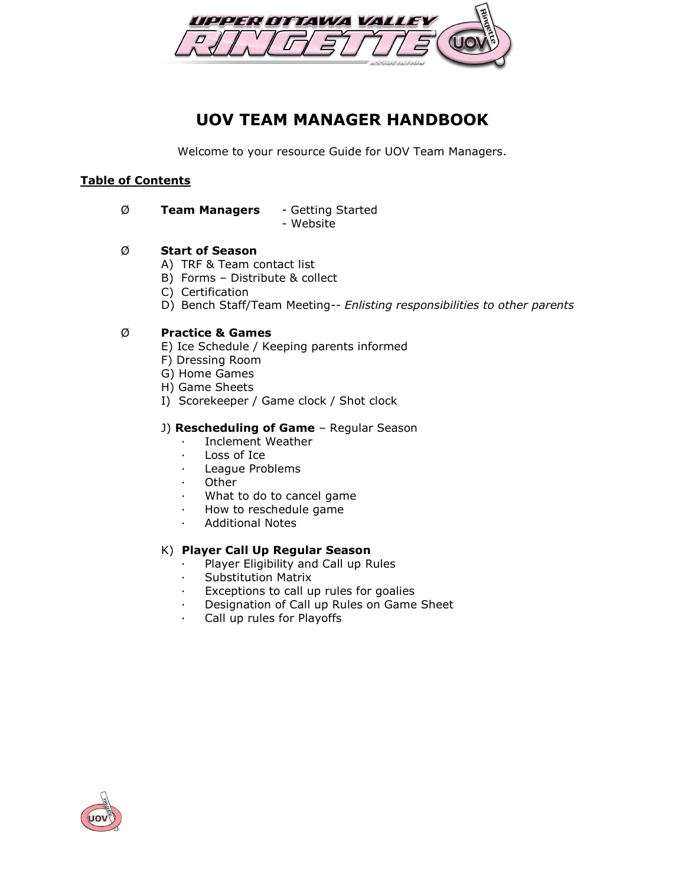# UOV TEAM MANAGER HANDBOOK

Welcome to your resource Guide for UOV Team Managers.

**Table of Contents**

- **Team Managers**
  - Getting Started
  - Website

- **Start of Season**
  - A) TRF & Team contact list
  - B) Forms – Distribute & collect
  - C) Certification
  - D) Bench Staff/Team Meeting-- *Enlisting responsibilities to other parents*

- **Practice & Games**
  - E) Ice Schedule / Keeping parents informed
  - F) Dressing Room
  - G) Home Games
  - H) Game Sheets
  - I) Scorekeeper / Game clock / Shot clock

  J) **Rescheduling of Game** – Regular Season
  - Inclement Weather
  - Loss of Ice
  - League Problems
  - Other
  - What to do to cancel game
  - How to reschedule game
  - Additional Notes

  K) **Player Call Up Regular Season**
  - Player Eligibility and Call up Rules
  - Substitution Matrix
  - Exceptions to call up rules for goalies
  - Designation of Call up Rules on Game Sheet
  - Call up rules for Playoffs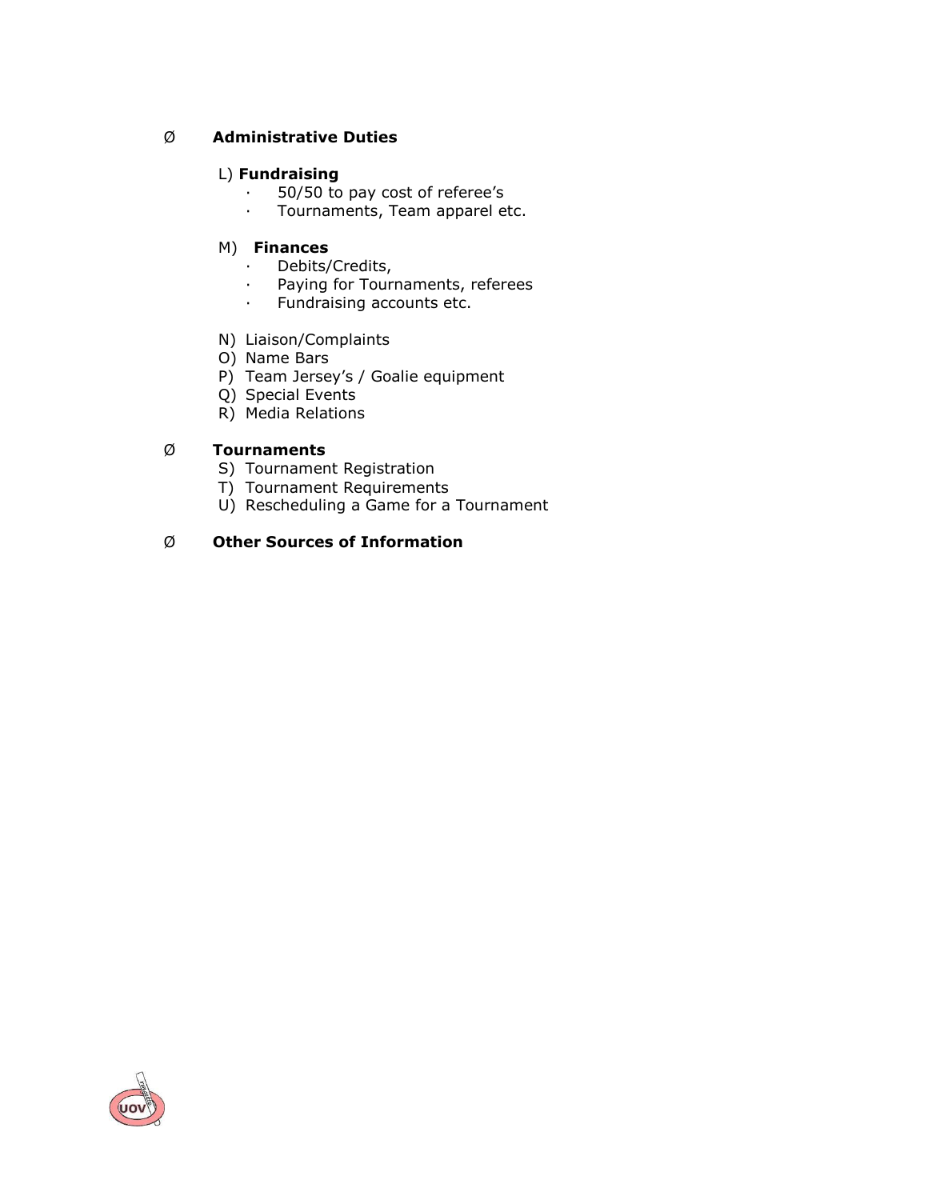- **Administrative Duties**

  L) **Fundraising**
  - 50/50 to pay cost of referee's
  - Tournaments, Team apparel etc.

  M) **Finances**
  - Debits/Credits,
  - Paying for Tournaments, referees
  - Fundraising accounts etc.

  N) Liaison/Complaints
  O) Name Bars
  P) Team Jersey's / Goalie equipment
  Q) Special Events
  R) Media Relations

- **Tournaments**

  S) Tournament Registration
  T) Tournament Requirements
  U) Rescheduling a Game for a Tournament

- **Other Sources of Information**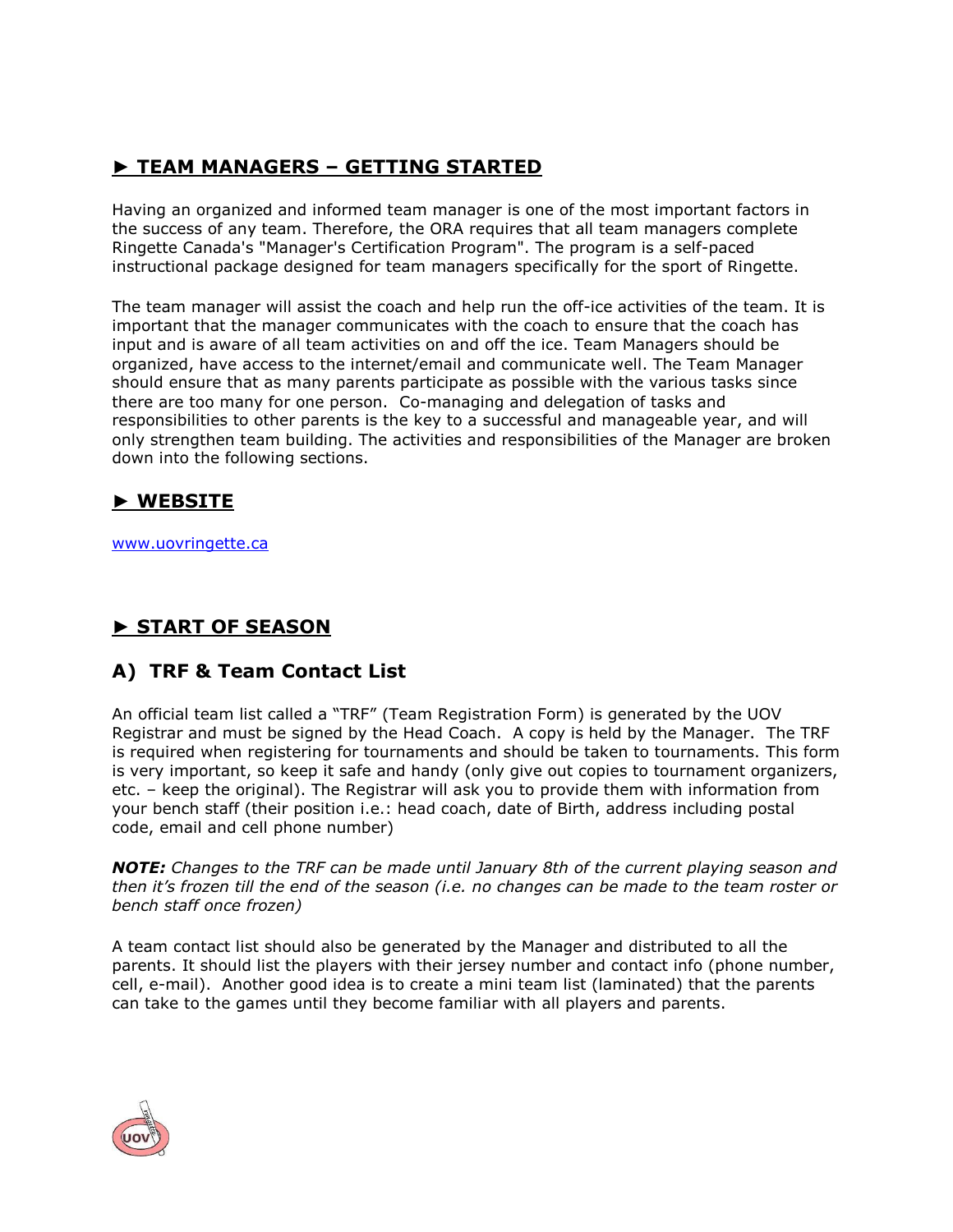## ► TEAM MANAGERS – GETTING STARTED

Having an organized and informed team manager is one of the most important factors in the success of any team. Therefore, the ORA requires that all team managers complete Ringette Canada's "Manager's Certification Program". The program is a self-paced instructional package designed for team managers specifically for the sport of Ringette.

The team manager will assist the coach and help run the off-ice activities of the team. It is important that the manager communicates with the coach to ensure that the coach has input and is aware of all team activities on and off the ice. Team Managers should be organized, have access to the internet/email and communicate well. The Team Manager should ensure that as many parents participate as possible with the various tasks since there are too many for one person. Co-managing and delegation of tasks and responsibilities to other parents is the key to a successful and manageable year, and will only strengthen team building. The activities and responsibilities of the Manager are broken down into the following sections.

## ► WEBSITE

www.uovringette.ca

## ► START OF SEASON

### A) TRF & Team Contact List

An official team list called a "TRF" (Team Registration Form) is generated by the UOV Registrar and must be signed by the Head Coach. A copy is held by the Manager. The TRF is required when registering for tournaments and should be taken to tournaments. This form is very important, so keep it safe and handy (only give out copies to tournament organizers, etc. – keep the original). The Registrar will ask you to provide them with information from your bench staff (their position i.e.: head coach, date of Birth, address including postal code, email and cell phone number)

***NOTE:*** *Changes to the TRF can be made until January 8th of the current playing season and then it's frozen till the end of the season (i.e. no changes can be made to the team roster or bench staff once frozen)*

A team contact list should also be generated by the Manager and distributed to all the parents. It should list the players with their jersey number and contact info (phone number, cell, e-mail). Another good idea is to create a mini team list (laminated) that the parents can take to the games until they become familiar with all players and parents.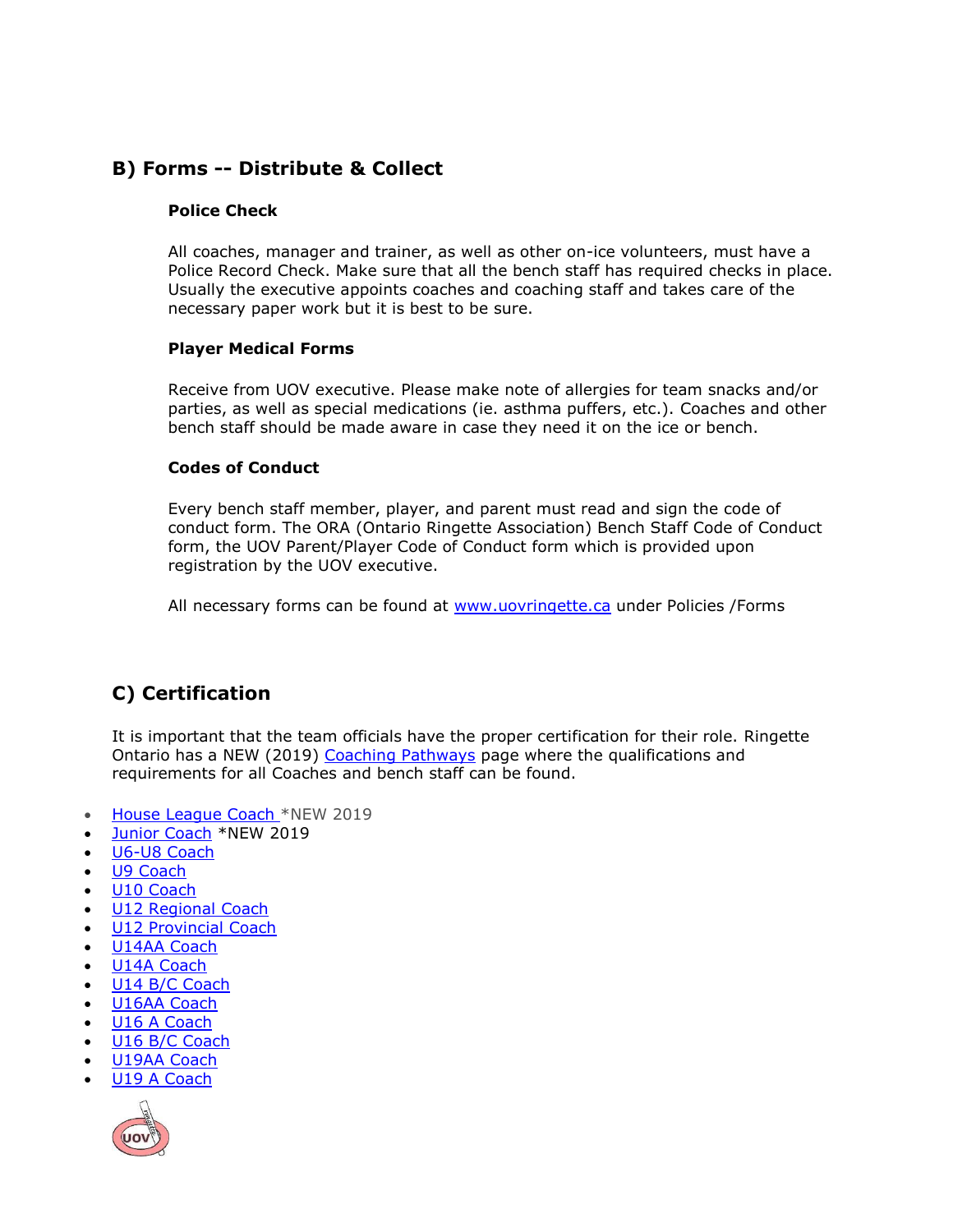## B) Forms -- Distribute & Collect

### Police Check

All coaches, manager and trainer, as well as other on-ice volunteers, must have a Police Record Check. Make sure that all the bench staff has required checks in place. Usually the executive appoints coaches and coaching staff and takes care of the necessary paper work but it is best to be sure.

### Player Medical Forms

Receive from UOV executive. Please make note of allergies for team snacks and/or parties, as well as special medications (ie. asthma puffers, etc.). Coaches and other bench staff should be made aware in case they need it on the ice or bench.

### Codes of Conduct

Every bench staff member, player, and parent must read and sign the code of conduct form. The ORA (Ontario Ringette Association) Bench Staff Code of Conduct form, the UOV Parent/Player Code of Conduct form which is provided upon registration by the UOV executive.

All necessary forms can be found at www.uovringette.ca under Policies /Forms

## C) Certification

It is important that the team officials have the proper certification for their role. Ringette Ontario has a NEW (2019) Coaching Pathways page where the qualifications and requirements for all Coaches and bench staff can be found.

- House League Coach *NEW 2019
- Junior Coach *NEW 2019
- U6-U8 Coach
- U9 Coach
- U10 Coach
- U12 Regional Coach
- U12 Provincial Coach
- U14AA Coach
- U14A Coach
- U14 B/C Coach
- U16AA Coach
- U16 A Coach
- U16 B/C Coach
- U19AA Coach
- U19 A Coach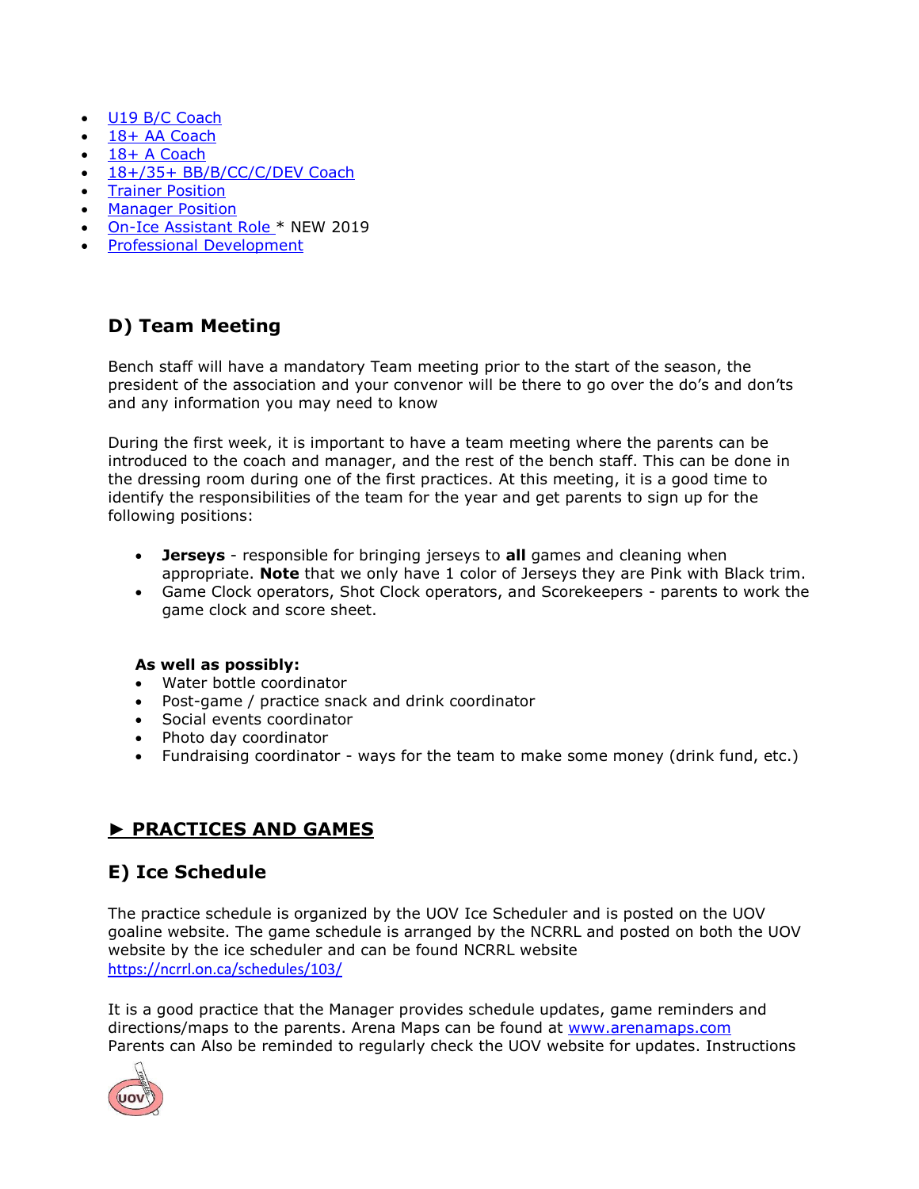- U19 B/C Coach
- 18+ AA Coach
- 18+ A Coach
- 18+/35+ BB/B/CC/C/DEV Coach
- Trainer Position
- Manager Position
- On-Ice Assistant Role * NEW 2019
- Professional Development

## D) Team Meeting

Bench staff will have a mandatory Team meeting prior to the start of the season, the president of the association and your convenor will be there to go over the do's and don'ts and any information you may need to know

During the first week, it is important to have a team meeting where the parents can be introduced to the coach and manager, and the rest of the bench staff. This can be done in the dressing room during one of the first practices. At this meeting, it is a good time to identify the responsibilities of the team for the year and get parents to sign up for the following positions:

- **Jerseys** - responsible for bringing jerseys to **all** games and cleaning when appropriate. **Note** that we only have 1 color of Jerseys they are Pink with Black trim.
- Game Clock operators, Shot Clock operators, and Scorekeepers - parents to work the game clock and score sheet.

**As well as possibly:**

- Water bottle coordinator
- Post-game / practice snack and drink coordinator
- Social events coordinator
- Photo day coordinator
- Fundraising coordinator - ways for the team to make some money (drink fund, etc.)

# ► PRACTICES AND GAMES

## E) Ice Schedule

The practice schedule is organized by the UOV Ice Scheduler and is posted on the UOV goaline website. The game schedule is arranged by the NCRRL and posted on both the UOV website by the ice scheduler and can be found NCRRL website https://ncrrl.on.ca/schedules/103/

It is a good practice that the Manager provides schedule updates, game reminders and directions/maps to the parents. Arena Maps can be found at www.arenamaps.com Parents can Also be reminded to regularly check the UOV website for updates. Instructions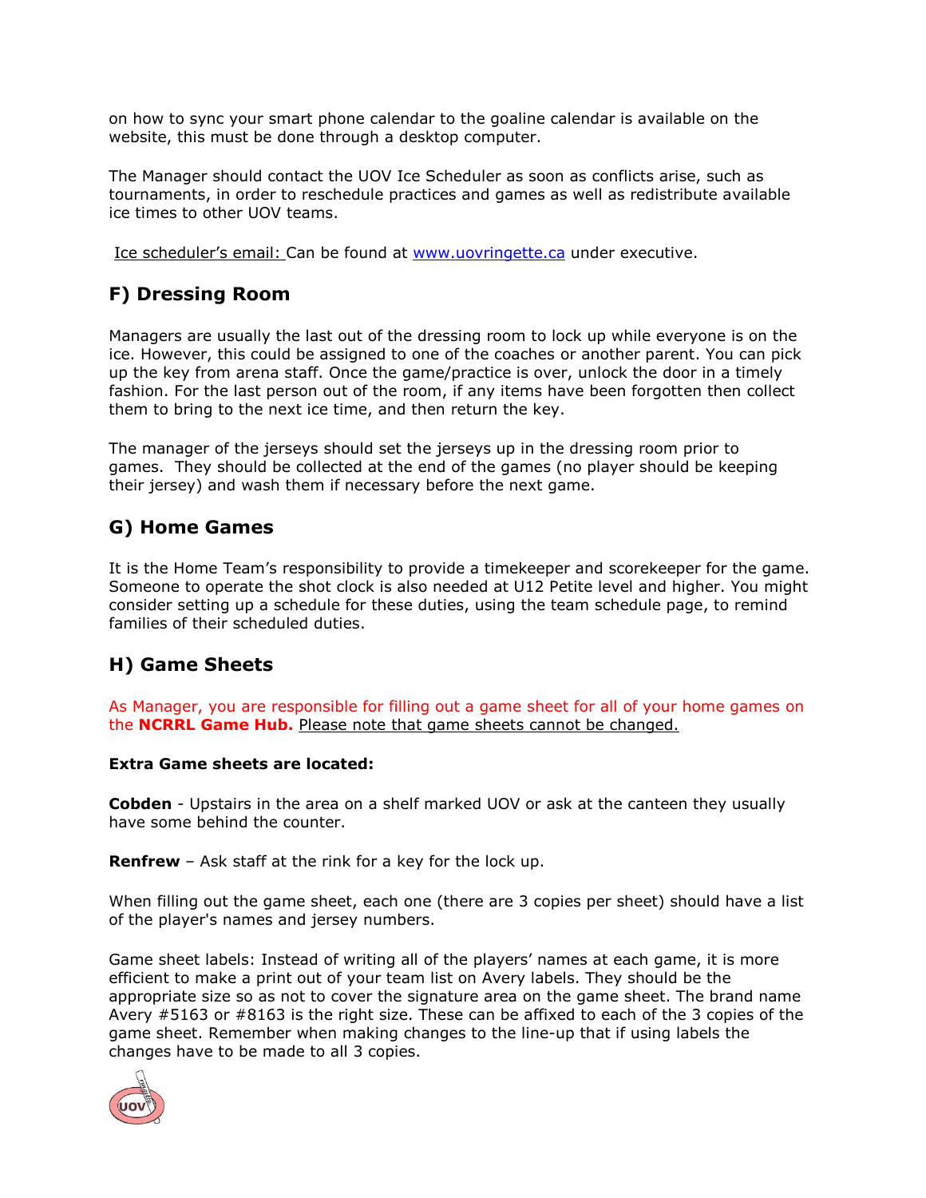on how to sync your smart phone calendar to the goaline calendar is available on the website, this must be done through a desktop computer.

The Manager should contact the UOV Ice Scheduler as soon as conflicts arise, such as tournaments, in order to reschedule practices and games as well as redistribute available ice times to other UOV teams.

Ice scheduler's email: Can be found at [www.uovringette.ca](http://www.uovringette.ca) under executive.

## F) Dressing Room

Managers are usually the last out of the dressing room to lock up while everyone is on the ice. However, this could be assigned to one of the coaches or another parent. You can pick up the key from arena staff. Once the game/practice is over, unlock the door in a timely fashion. For the last person out of the room, if any items have been forgotten then collect them to bring to the next ice time, and then return the key.

The manager of the jerseys should set the jerseys up in the dressing room prior to games. They should be collected at the end of the games (no player should be keeping their jersey) and wash them if necessary before the next game.

## G) Home Games

It is the Home Team's responsibility to provide a timekeeper and scorekeeper for the game. Someone to operate the shot clock is also needed at U12 Petite level and higher. You might consider setting up a schedule for these duties, using the team schedule page, to remind families of their scheduled duties.

## H) Game Sheets

As Manager, you are responsible for filling out a game sheet for all of your home games on the **NCRRL Game Hub.** Please note that game sheets cannot be changed.

**Extra Game sheets are located:**

**Cobden** - Upstairs in the area on a shelf marked UOV or ask at the canteen they usually have some behind the counter.

**Renfrew** – Ask staff at the rink for a key for the lock up.

When filling out the game sheet, each one (there are 3 copies per sheet) should have a list of the player's names and jersey numbers.

Game sheet labels: Instead of writing all of the players' names at each game, it is more efficient to make a print out of your team list on Avery labels. They should be the appropriate size so as not to cover the signature area on the game sheet. The brand name Avery #5163 or #8163 is the right size. These can be affixed to each of the 3 copies of the game sheet. Remember when making changes to the line-up that if using labels the changes have to be made to all 3 copies.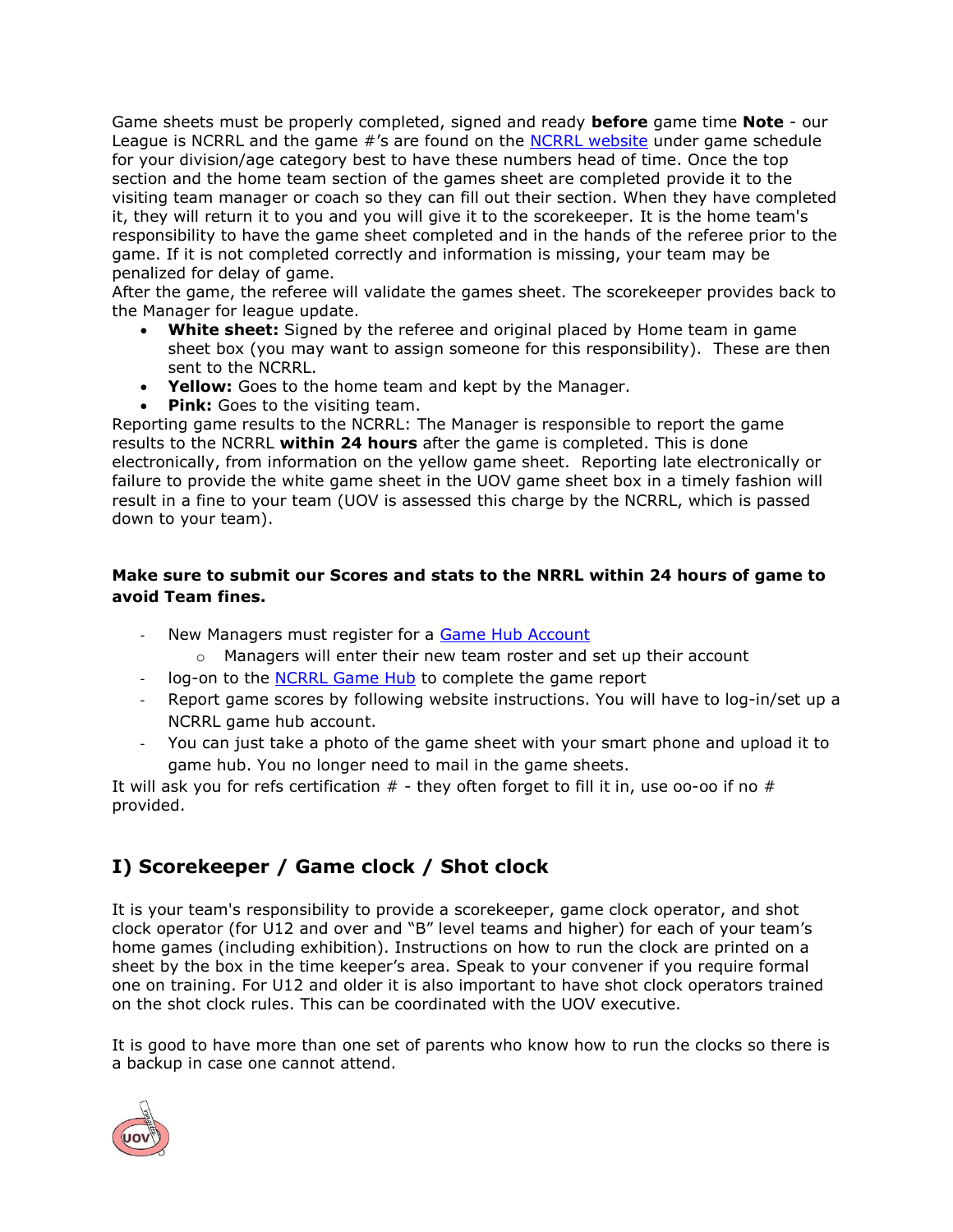Game sheets must be properly completed, signed and ready **before** game time **Note** - our League is NCRRL and the game #'s are found on the [NCRRL website](#) under game schedule for your division/age category best to have these numbers head of time. Once the top section and the home team section of the games sheet are completed provide it to the visiting team manager or coach so they can fill out their section. When they have completed it, they will return it to you and you will give it to the scorekeeper. It is the home team's responsibility to have the game sheet completed and in the hands of the referee prior to the game. If it is not completed correctly and information is missing, your team may be penalized for delay of game.

After the game, the referee will validate the games sheet. The scorekeeper provides back to the Manager for league update.

- **White sheet:** Signed by the referee and original placed by Home team in game sheet box (you may want to assign someone for this responsibility). These are then sent to the NCRRL.
- **Yellow:** Goes to the home team and kept by the Manager.
- **Pink:** Goes to the visiting team.

Reporting game results to the NCRRL: The Manager is responsible to report the game results to the NCRRL **within 24 hours** after the game is completed. This is done electronically, from information on the yellow game sheet. Reporting late electronically or failure to provide the white game sheet in the UOV game sheet box in a timely fashion will result in a fine to your team (UOV is assessed this charge by the NCRRL, which is passed down to your team).

**Make sure to submit our Scores and stats to the NRRL within 24 hours of game to avoid Team fines.**

- New Managers must register for a [Game Hub Account](#)
  - Managers will enter their new team roster and set up their account
- log-on to the [NCRRL Game Hub](#) to complete the game report
- Report game scores by following website instructions. You will have to log-in/set up a NCRRL game hub account.
- You can just take a photo of the game sheet with your smart phone and upload it to game hub. You no longer need to mail in the game sheets.

It will ask you for refs certification # - they often forget to fill it in, use oo-oo if no # provided.

## I) Scorekeeper / Game clock / Shot clock

It is your team's responsibility to provide a scorekeeper, game clock operator, and shot clock operator (for U12 and over and "B" level teams and higher) for each of your team's home games (including exhibition). Instructions on how to run the clock are printed on a sheet by the box in the time keeper's area. Speak to your convener if you require formal one on training. For U12 and older it is also important to have shot clock operators trained on the shot clock rules. This can be coordinated with the UOV executive.

It is good to have more than one set of parents who know how to run the clocks so there is a backup in case one cannot attend.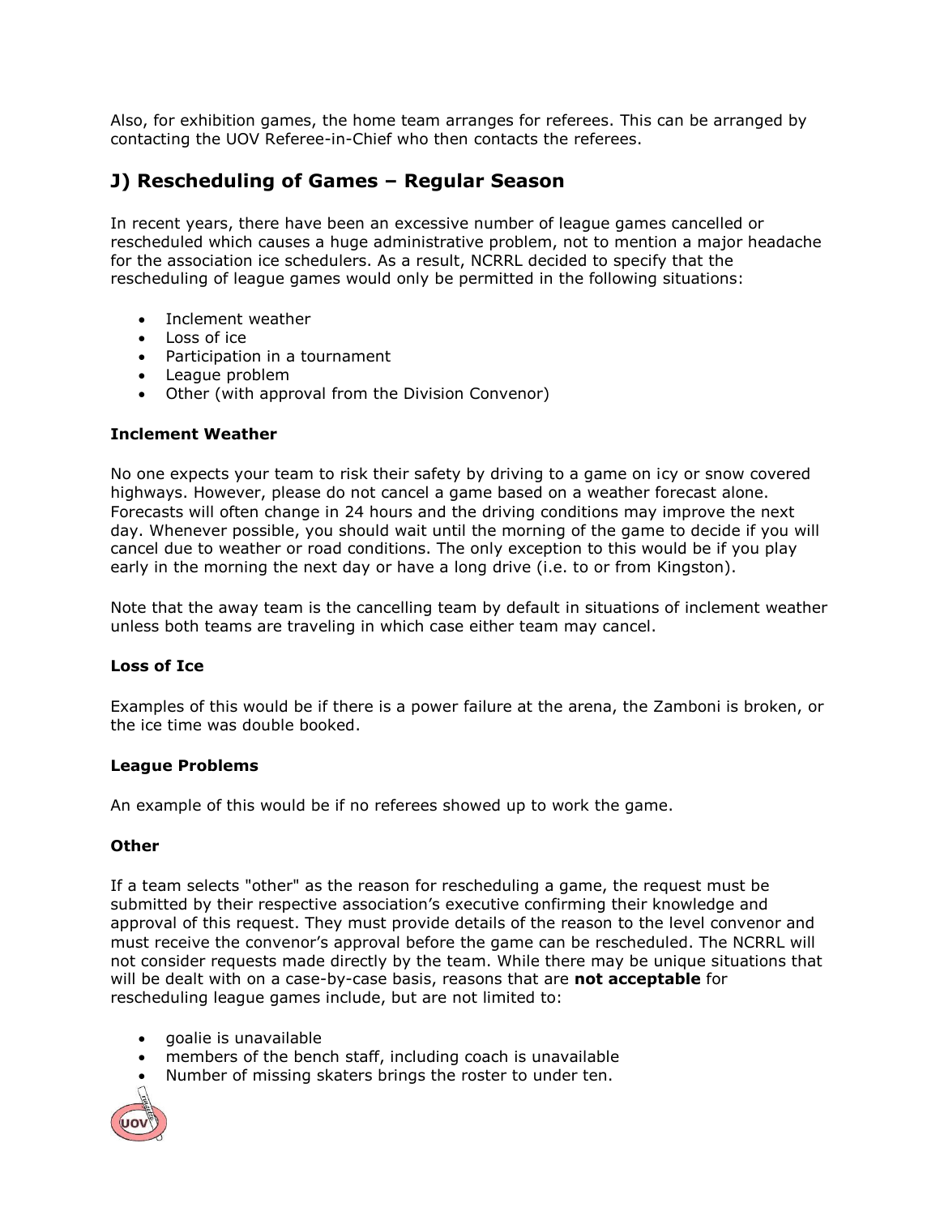Also, for exhibition games, the home team arranges for referees. This can be arranged by contacting the UOV Referee-in-Chief who then contacts the referees.

## J) Rescheduling of Games – Regular Season

In recent years, there have been an excessive number of league games cancelled or rescheduled which causes a huge administrative problem, not to mention a major headache for the association ice schedulers. As a result, NCRRL decided to specify that the rescheduling of league games would only be permitted in the following situations:

- Inclement weather
- Loss of ice
- Participation in a tournament
- League problem
- Other (with approval from the Division Convenor)

### Inclement Weather

No one expects your team to risk their safety by driving to a game on icy or snow covered highways. However, please do not cancel a game based on a weather forecast alone. Forecasts will often change in 24 hours and the driving conditions may improve the next day. Whenever possible, you should wait until the morning of the game to decide if you will cancel due to weather or road conditions. The only exception to this would be if you play early in the morning the next day or have a long drive (i.e. to or from Kingston).

Note that the away team is the cancelling team by default in situations of inclement weather unless both teams are traveling in which case either team may cancel.

### Loss of Ice

Examples of this would be if there is a power failure at the arena, the Zamboni is broken, or the ice time was double booked.

### League Problems

An example of this would be if no referees showed up to work the game.

### Other

If a team selects "other" as the reason for rescheduling a game, the request must be submitted by their respective association's executive confirming their knowledge and approval of this request. They must provide details of the reason to the level convenor and must receive the convenor's approval before the game can be rescheduled. The NCRRL will not consider requests made directly by the team. While there may be unique situations that will be dealt with on a case-by-case basis, reasons that are **not acceptable** for rescheduling league games include, but are not limited to:

- goalie is unavailable
- members of the bench staff, including coach is unavailable
- Number of missing skaters brings the roster to under ten.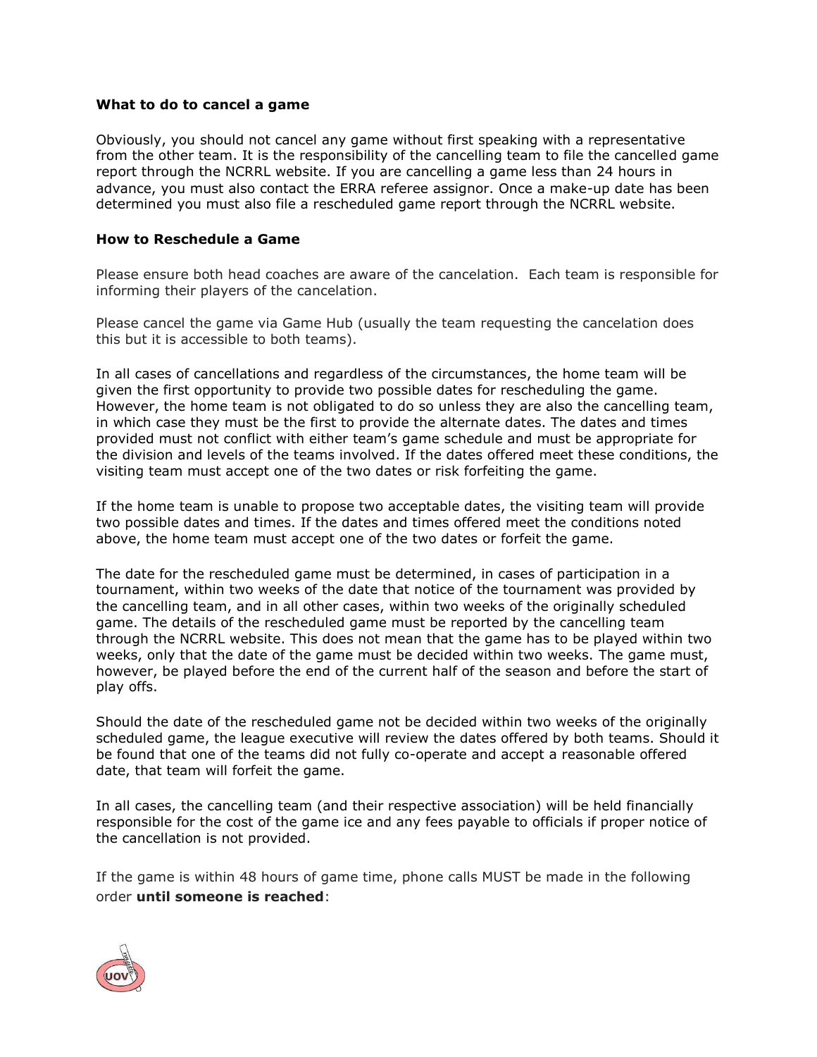**What to do to cancel a game**

Obviously, you should not cancel any game without first speaking with a representative from the other team. It is the responsibility of the cancelling team to file the cancelled game report through the NCRRL website. If you are cancelling a game less than 24 hours in advance, you must also contact the ERRA referee assignor. Once a make-up date has been determined you must also file a rescheduled game report through the NCRRL website.

**How to Reschedule a Game**

Please ensure both head coaches are aware of the cancelation. Each team is responsible for informing their players of the cancelation.

Please cancel the game via Game Hub (usually the team requesting the cancelation does this but it is accessible to both teams).

In all cases of cancellations and regardless of the circumstances, the home team will be given the first opportunity to provide two possible dates for rescheduling the game. However, the home team is not obligated to do so unless they are also the cancelling team, in which case they must be the first to provide the alternate dates. The dates and times provided must not conflict with either team's game schedule and must be appropriate for the division and levels of the teams involved. If the dates offered meet these conditions, the visiting team must accept one of the two dates or risk forfeiting the game.

If the home team is unable to propose two acceptable dates, the visiting team will provide two possible dates and times. If the dates and times offered meet the conditions noted above, the home team must accept one of the two dates or forfeit the game.

The date for the rescheduled game must be determined, in cases of participation in a tournament, within two weeks of the date that notice of the tournament was provided by the cancelling team, and in all other cases, within two weeks of the originally scheduled game. The details of the rescheduled game must be reported by the cancelling team through the NCRRL website. This does not mean that the game has to be played within two weeks, only that the date of the game must be decided within two weeks. The game must, however, be played before the end of the current half of the season and before the start of play offs.

Should the date of the rescheduled game not be decided within two weeks of the originally scheduled game, the league executive will review the dates offered by both teams. Should it be found that one of the teams did not fully co-operate and accept a reasonable offered date, that team will forfeit the game.

In all cases, the cancelling team (and their respective association) will be held financially responsible for the cost of the game ice and any fees payable to officials if proper notice of the cancellation is not provided.

If the game is within 48 hours of game time, phone calls MUST be made in the following order **until someone is reached**: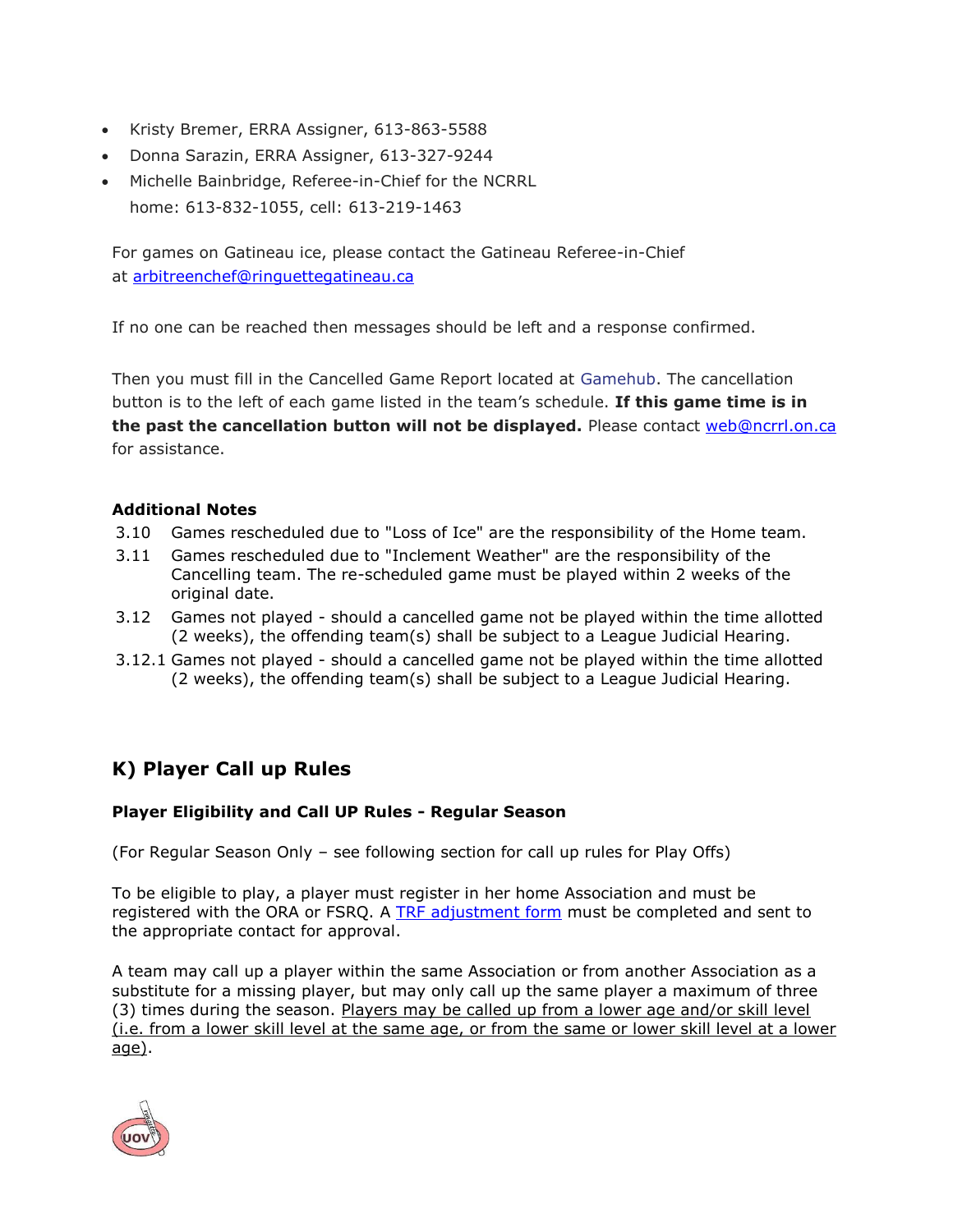- Kristy Bremer, ERRA Assigner, 613-863-5588
- Donna Sarazin, ERRA Assigner, 613-327-9244
- Michelle Bainbridge, Referee-in-Chief for the NCRRL
  home: 613-832-1055, cell: 613-219-1463

For games on Gatineau ice, please contact the Gatineau Referee-in-Chief at [arbitreenchef@ringuettegatineau.ca](mailto:arbitreenchef@ringuettegatineau.ca)

If no one can be reached then messages should be left and a response confirmed.

Then you must fill in the Cancelled Game Report located at Gamehub. The cancellation button is to the left of each game listed in the team's schedule. **If this game time is in the past the cancellation button will not be displayed.** Please contact [web@ncrrl.on.ca](mailto:web@ncrrl.on.ca) for assistance.

**Additional Notes**

3.10 Games rescheduled due to "Loss of Ice" are the responsibility of the Home team.

3.11 Games rescheduled due to "Inclement Weather" are the responsibility of the Cancelling team. The re-scheduled game must be played within 2 weeks of the original date.

3.12 Games not played - should a cancelled game not be played within the time allotted (2 weeks), the offending team(s) shall be subject to a League Judicial Hearing.

3.12.1 Games not played - should a cancelled game not be played within the time allotted (2 weeks), the offending team(s) shall be subject to a League Judicial Hearing.

## K) Player Call up Rules

**Player Eligibility and Call UP Rules - Regular Season**

(For Regular Season Only – see following section for call up rules for Play Offs)

To be eligible to play, a player must register in her home Association and must be registered with the ORA or FSRQ. A TRF adjustment form must be completed and sent to the appropriate contact for approval.

A team may call up a player within the same Association or from another Association as a substitute for a missing player, but may only call up the same player a maximum of three (3) times during the season. Players may be called up from a lower age and/or skill level (i.e. from a lower skill level at the same age, or from the same or lower skill level at a lower age).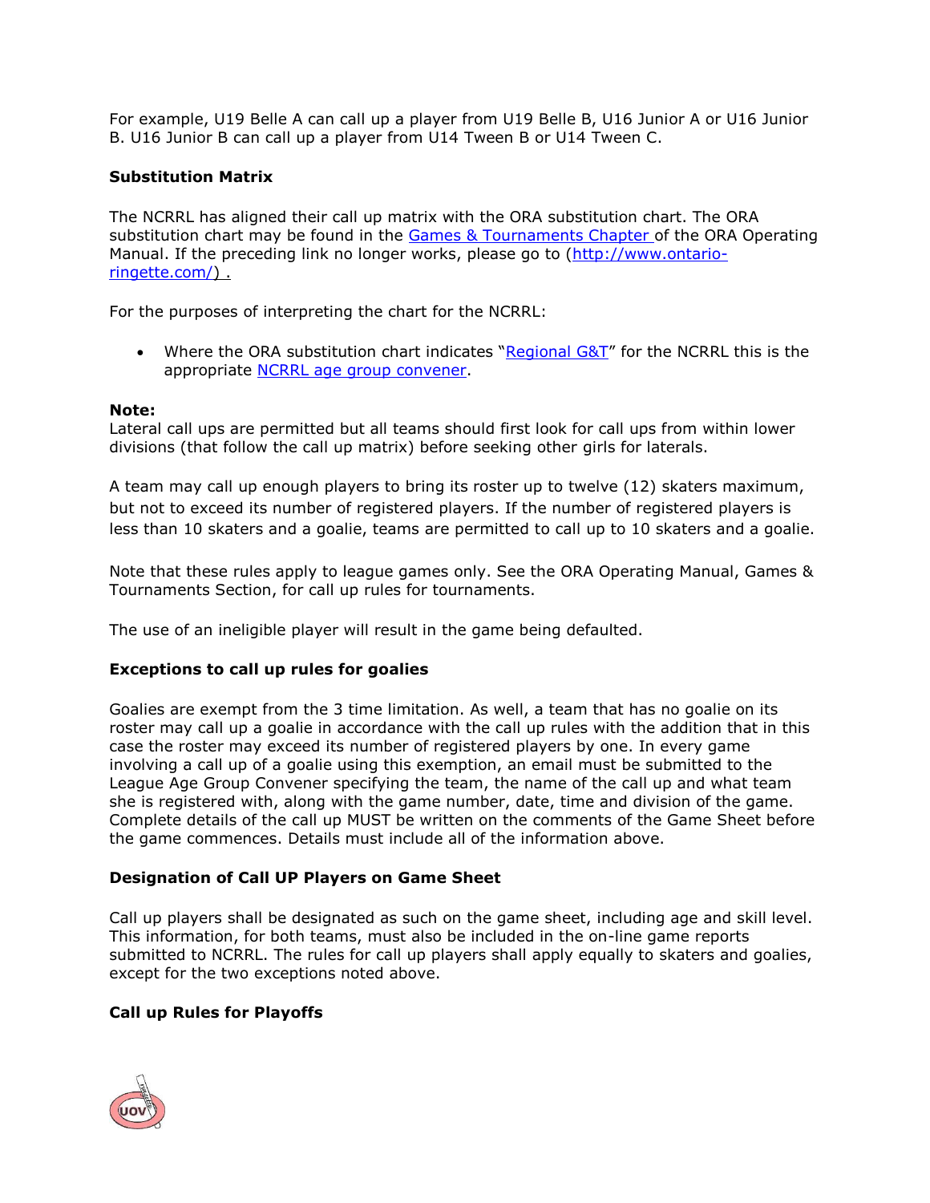For example, U19 Belle A can call up a player from U19 Belle B, U16 Junior A or U16 Junior B. U16 Junior B can call up a player from U14 Tween B or U14 Tween C.

**Substitution Matrix**

The NCRRL has aligned their call up matrix with the ORA substitution chart. The ORA substitution chart may be found in the [Games & Tournaments Chapter](#) of the ORA Operating Manual. If the preceding link no longer works, please go to ([http://www.ontario-ringette.com/](http://www.ontario-ringette.com/)) .

For the purposes of interpreting the chart for the NCRRL:

- Where the ORA substitution chart indicates "[Regional G&T](#)" for the NCRRL this is the appropriate [NCRRL age group convener](#).

**Note:**
Lateral call ups are permitted but all teams should first look for call ups from within lower divisions (that follow the call up matrix) before seeking other girls for laterals.

A team may call up enough players to bring its roster up to twelve (12) skaters maximum, but not to exceed its number of registered players. If the number of registered players is less than 10 skaters and a goalie, teams are permitted to call up to 10 skaters and a goalie.

Note that these rules apply to league games only. See the ORA Operating Manual, Games & Tournaments Section, for call up rules for tournaments.

The use of an ineligible player will result in the game being defaulted.

**Exceptions to call up rules for goalies**

Goalies are exempt from the 3 time limitation. As well, a team that has no goalie on its roster may call up a goalie in accordance with the call up rules with the addition that in this case the roster may exceed its number of registered players by one. In every game involving a call up of a goalie using this exemption, an email must be submitted to the League Age Group Convener specifying the team, the name of the call up and what team she is registered with, along with the game number, date, time and division of the game. Complete details of the call up MUST be written on the comments of the Game Sheet before the game commences. Details must include all of the information above.

**Designation of Call UP Players on Game Sheet**

Call up players shall be designated as such on the game sheet, including age and skill level. This information, for both teams, must also be included in the on-line game reports submitted to NCRRL. The rules for call up players shall apply equally to skaters and goalies, except for the two exceptions noted above.

**Call up Rules for Playoffs**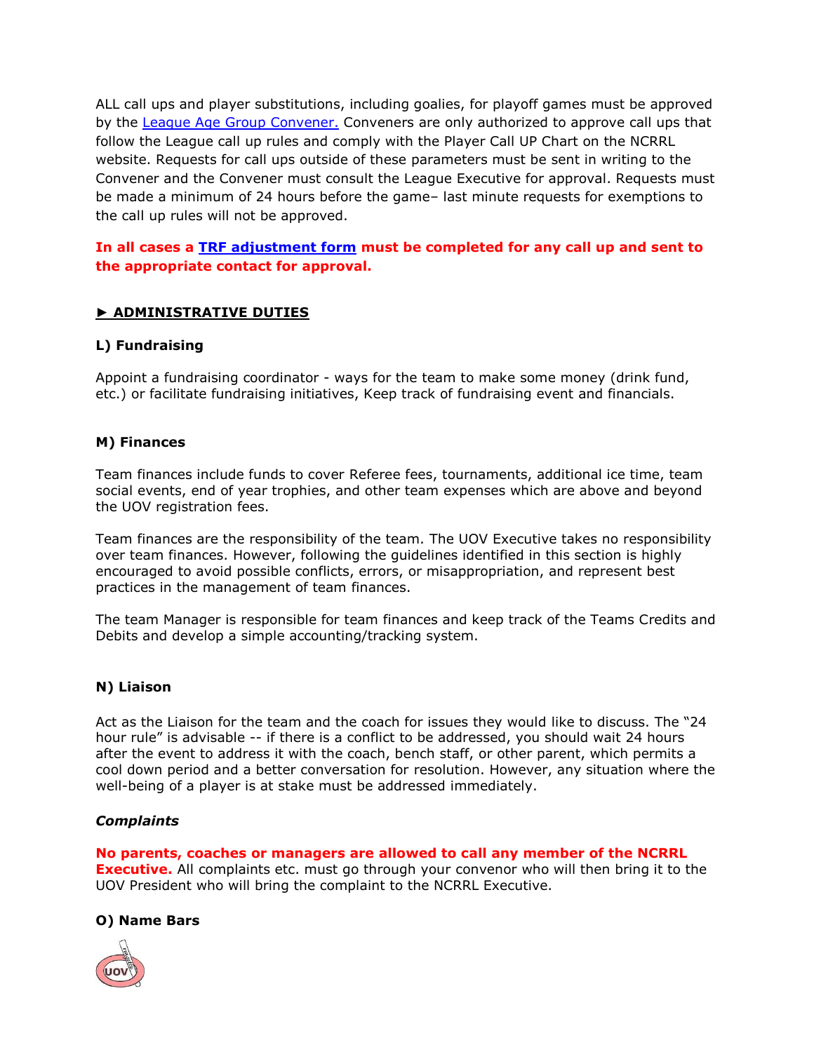ALL call ups and player substitutions, including goalies, for playoff games must be approved by the League Age Group Convener. Conveners are only authorized to approve call ups that follow the League call up rules and comply with the Player Call UP Chart on the NCRRL website. Requests for call ups outside of these parameters must be sent in writing to the Convener and the Convener must consult the League Executive for approval. Requests must be made a minimum of 24 hours before the game– last minute requests for exemptions to the call up rules will not be approved.

**In all cases a TRF adjustment form must be completed for any call up and sent to the appropriate contact for approval.**

## ► ADMINISTRATIVE DUTIES

### L) Fundraising

Appoint a fundraising coordinator - ways for the team to make some money (drink fund, etc.) or facilitate fundraising initiatives, Keep track of fundraising event and financials.

### M) Finances

Team finances include funds to cover Referee fees, tournaments, additional ice time, team social events, end of year trophies, and other team expenses which are above and beyond the UOV registration fees.

Team finances are the responsibility of the team. The UOV Executive takes no responsibility over team finances. However, following the guidelines identified in this section is highly encouraged to avoid possible conflicts, errors, or misappropriation, and represent best practices in the management of team finances.

The team Manager is responsible for team finances and keep track of the Teams Credits and Debits and develop a simple accounting/tracking system.

### N) Liaison

Act as the Liaison for the team and the coach for issues they would like to discuss. The "24 hour rule" is advisable -- if there is a conflict to be addressed, you should wait 24 hours after the event to address it with the coach, bench staff, or other parent, which permits a cool down period and a better conversation for resolution. However, any situation where the well-being of a player is at stake must be addressed immediately.

#### *Complaints*

**No parents, coaches or managers are allowed to call any member of the NCRRL Executive.** All complaints etc. must go through your convenor who will then bring it to the UOV President who will bring the complaint to the NCRRL Executive.

### O) Name Bars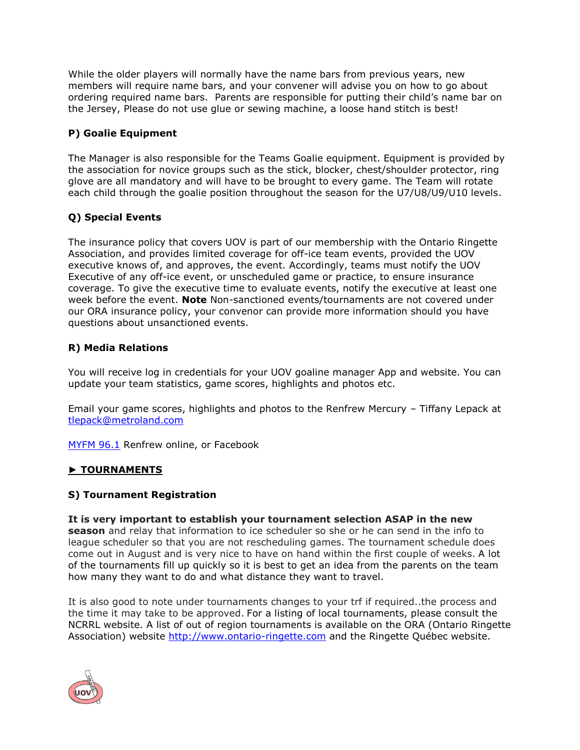While the older players will normally have the name bars from previous years, new members will require name bars, and your convener will advise you on how to go about ordering required name bars.  Parents are responsible for putting their child's name bar on the Jersey, Please do not use glue or sewing machine, a loose hand stitch is best!

**P) Goalie Equipment**

The Manager is also responsible for the Teams Goalie equipment. Equipment is provided by the association for novice groups such as the stick, blocker, chest/shoulder protector, ring glove are all mandatory and will have to be brought to every game. The Team will rotate each child through the goalie position throughout the season for the U7/U8/U9/U10 levels.

**Q) Special Events**

The insurance policy that covers UOV is part of our membership with the Ontario Ringette Association, and provides limited coverage for off-ice team events, provided the UOV executive knows of, and approves, the event. Accordingly, teams must notify the UOV Executive of any off-ice event, or unscheduled game or practice, to ensure insurance coverage. To give the executive time to evaluate events, notify the executive at least one week before the event. **Note** Non-sanctioned events/tournaments are not covered under our ORA insurance policy, your convenor can provide more information should you have questions about unsanctioned events.

**R) Media Relations**

You will receive log in credentials for your UOV goaline manager App and website. You can update your team statistics, game scores, highlights and photos etc.

Email your game scores, highlights and photos to the Renfrew Mercury – Tiffany Lepack at tlepack@metroland.com

MYFM 96.1 Renfrew online, or Facebook

**► TOURNAMENTS**

**S) Tournament Registration**

**It is very important to establish your tournament selection ASAP in the new season** and relay that information to ice scheduler so she or he can send in the info to league scheduler so that you are not rescheduling games. The tournament schedule does come out in August and is very nice to have on hand within the first couple of weeks. A lot of the tournaments fill up quickly so it is best to get an idea from the parents on the team how many they want to do and what distance they want to travel.

It is also good to note under tournaments changes to your trf if required..the process and the time it may take to be approved. For a listing of local tournaments, please consult the NCRRL website. A list of out of region tournaments is available on the ORA (Ontario Ringette Association) website http://www.ontario-ringette.com and the Ringette Québec website.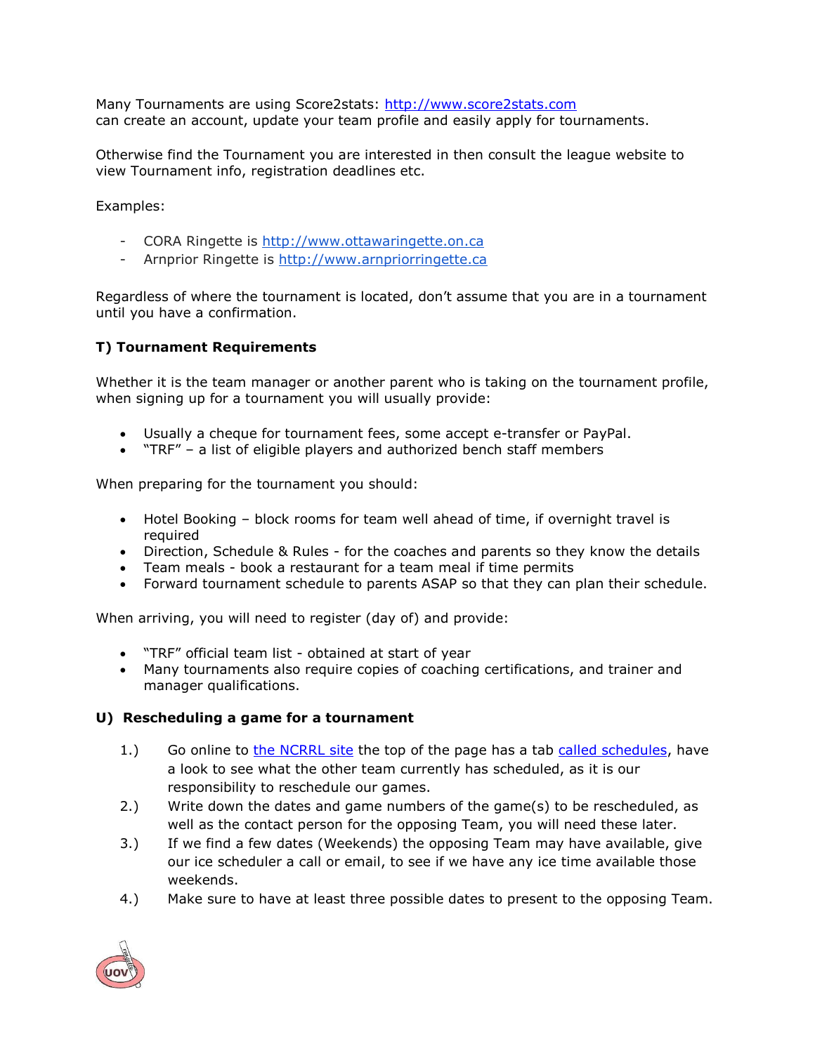Many Tournaments are using Score2stats: http://www.score2stats.com
can create an account, update your team profile and easily apply for tournaments.

Otherwise find the Tournament you are interested in then consult the league website to view Tournament info, registration deadlines etc.

Examples:

- CORA Ringette is http://www.ottawaringette.on.ca
- Arnprior Ringette is http://www.arnpriorringette.ca

Regardless of where the tournament is located, don't assume that you are in a tournament until you have a confirmation.

### T) Tournament Requirements

Whether it is the team manager or another parent who is taking on the tournament profile, when signing up for a tournament you will usually provide:

- Usually a cheque for tournament fees, some accept e-transfer or PayPal.
- "TRF" – a list of eligible players and authorized bench staff members

When preparing for the tournament you should:

- Hotel Booking – block rooms for team well ahead of time, if overnight travel is required
- Direction, Schedule & Rules - for the coaches and parents so they know the details
- Team meals - book a restaurant for a team meal if time permits
- Forward tournament schedule to parents ASAP so that they can plan their schedule.

When arriving, you will need to register (day of) and provide:

- "TRF" official team list - obtained at start of year
- Many tournaments also require copies of coaching certifications, and trainer and manager qualifications.

### U) Rescheduling a game for a tournament

1.) Go online to the NCRRL site the top of the page has a tab called schedules, have a look to see what the other team currently has scheduled, as it is our responsibility to reschedule our games.
2.) Write down the dates and game numbers of the game(s) to be rescheduled, as well as the contact person for the opposing Team, you will need these later.
3.) If we find a few dates (Weekends) the opposing Team may have available, give our ice scheduler a call or email, to see if we have any ice time available those weekends.
4.) Make sure to have at least three possible dates to present to the opposing Team.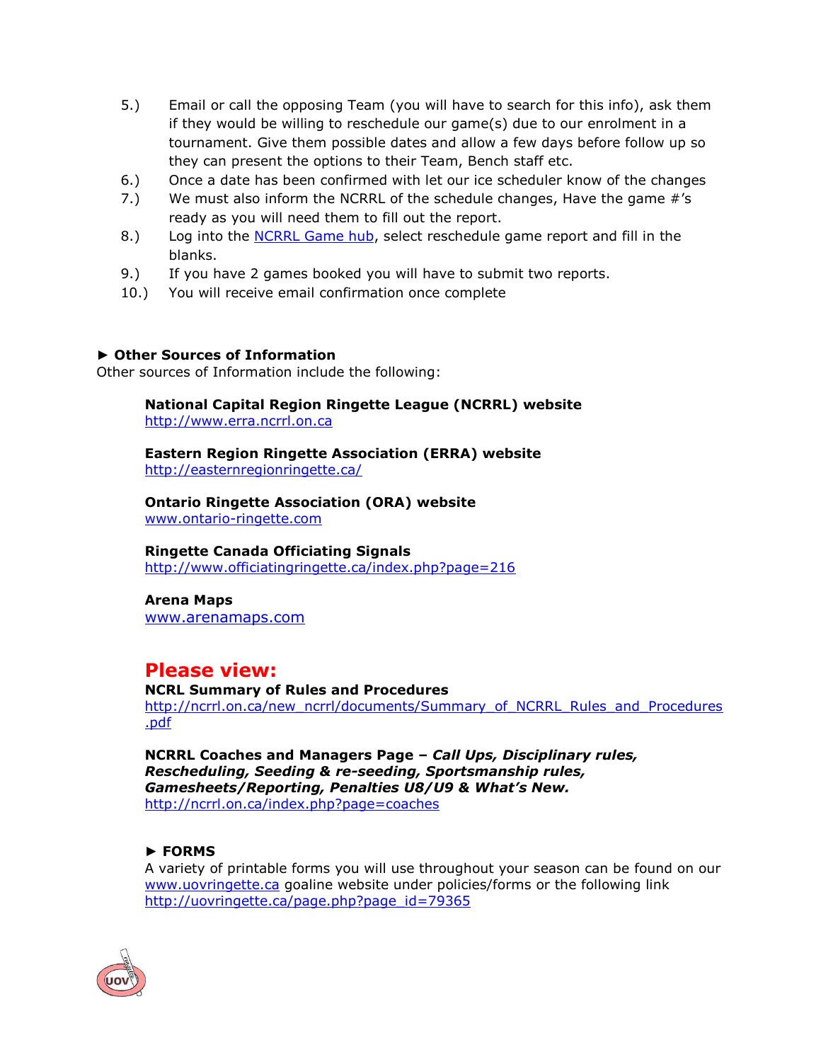5.) Email or call the opposing Team (you will have to search for this info), ask them if they would be willing to reschedule our game(s) due to our enrolment in a tournament. Give them possible dates and allow a few days before follow up so they can present the options to their Team, Bench staff etc.
6.) Once a date has been confirmed with let our ice scheduler know of the changes
7.) We must also inform the NCRRL of the schedule changes, Have the game #'s ready as you will need them to fill out the report.
8.) Log into the NCRRL Game hub, select reschedule game report and fill in the blanks.
9.) If you have 2 games booked you will have to submit two reports.
10.) You will receive email confirmation once complete

### ► Other Sources of Information

Other sources of Information include the following:

**National Capital Region Ringette League (NCRRL) website**
http://www.erra.ncrrl.on.ca

**Eastern Region Ringette Association (ERRA) website**
http://easternregionringette.ca/

**Ontario Ringette Association (ORA) website**
www.ontario-ringette.com

**Ringette Canada Officiating Signals**
http://www.officiatingringette.ca/index.php?page=216

**Arena Maps**
www.arenamaps.com

## Please view:

**NCRL Summary of Rules and Procedures**
http://ncrrl.on.ca/new_ncrrl/documents/Summary_of_NCRRL_Rules_and_Procedures.pdf

**NCRRL Coaches and Managers Page – *Call Ups, Disciplinary rules, Rescheduling, Seeding & re-seeding, Sportsmanship rules, Gamesheets/Reporting, Penalties U8/U9 & What's New.***
http://ncrrl.on.ca/index.php?page=coaches

### ► FORMS

A variety of printable forms you will use throughout your season can be found on our www.uovringette.ca goaline website under policies/forms or the following link http://uovringette.ca/page.php?page_id=79365